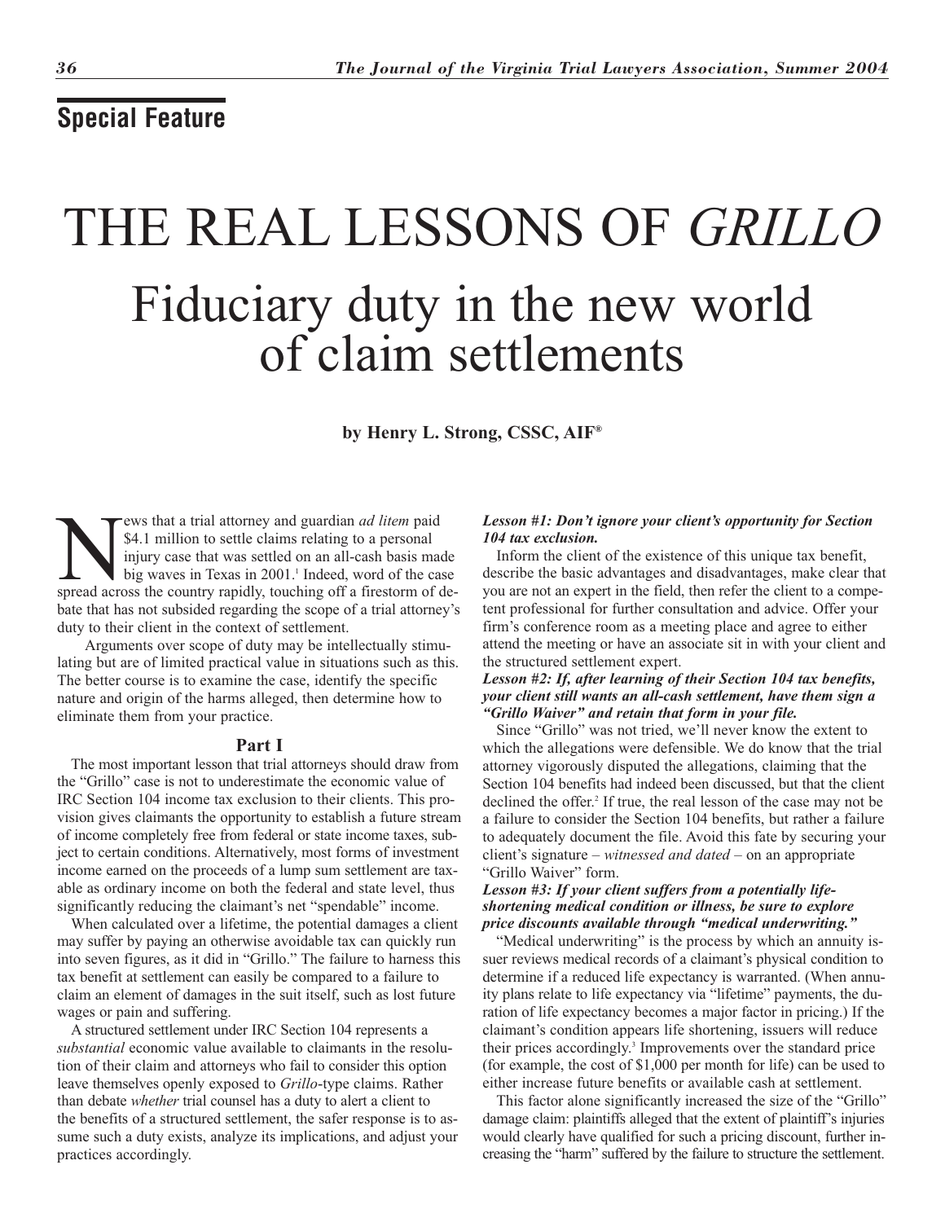## Special Feature

# THE REAL LESSONS OF *GRILLO*

## Fiduciary duty in the new world of claim settlements

**by Henry L. Strong, CSSC, AIF®**

News that a trial attorney and guardian *ad litem* paid $4.1 million to settle claims relating to a personal injury case that was settled on an all-cash basis made big waves in Texas in 2001.[1] Indeed, word of the case spread across the country rapidly, touching off a firestorm of debate that has not subsided regarding the scope of a trial attorney's duty to their client in the context of settlement.

Arguments over scope of duty may be intellectually stimulating but are of limited practical value in situations such as this. The better course is to examine the case, identify the specific nature and origin of the harms alleged, then determine how to eliminate them from your practice.

### Part I

The most important lesson that trial attorneys should draw from the "Grillo" case is not to underestimate the economic value of IRC Section 104 income tax exclusion to their clients. This provision gives claimants the opportunity to establish a future stream of income completely free from federal or state income taxes, subject to certain conditions. Alternatively, most forms of investment income earned on the proceeds of a lump sum settlement are taxable as ordinary income on both the federal and state level, thus significantly reducing the claimant's net "spendable" income.

When calculated over a lifetime, the potential damages a client may suffer by paying an otherwise avoidable tax can quickly run into seven figures, as it did in "Grillo." The failure to harness this tax benefit at settlement can easily be compared to a failure to claim an element of damages in the suit itself, such as lost future wages or pain and suffering.

A structured settlement under IRC Section 104 represents a *substantial* economic value available to claimants in the resolution of their claim and attorneys who fail to consider this option leave themselves openly exposed to *Grillo*-type claims. Rather than debate *whether* trial counsel has a duty to alert a client to the benefits of a structured settlement, the safer response is to assume such a duty exists, analyze its implications, and adjust your practices accordingly.

***Lesson #1: Don't ignore your client's opportunity for Section 104 tax exclusion.***

Inform the client of the existence of this unique tax benefit, describe the basic advantages and disadvantages, make clear that you are not an expert in the field, then refer the client to a competent professional for further consultation and advice. Offer your firm's conference room as a meeting place and agree to either attend the meeting or have an associate sit in with your client and the structured settlement expert.

***Lesson #2: If, after learning of their Section 104 tax benefits, your client still wants an all-cash settlement, have them sign a "Grillo Waiver" and retain that form in your file.***

Since "Grillo" was not tried, we'll never know the extent to which the allegations were defensible. We do know that the trial attorney vigorously disputed the allegations, claiming that the Section 104 benefits had indeed been discussed, but that the client declined the offer.[2] If true, the real lesson of the case may not be a failure to consider the Section 104 benefits, but rather a failure to adequately document the file. Avoid this fate by securing your client's signature – *witnessed and dated* – on an appropriate "Grillo Waiver" form.

***Lesson #3: If your client suffers from a potentially life-shortening medical condition or illness, be sure to explore price discounts available through "medical underwriting."***

"Medical underwriting" is the process by which an annuity issuer reviews medical records of a claimant's physical condition to determine if a reduced life expectancy is warranted. (When annuity plans relate to life expectancy via "lifetime" payments, the duration of life expectancy becomes a major factor in pricing.) If the claimant's condition appears life shortening, issuers will reduce their prices accordingly.[3] Improvements over the standard price (for example, the cost of $1,000 per month for life) can be used to either increase future benefits or available cash at settlement.

This factor alone significantly increased the size of the "Grillo" damage claim: plaintiffs alleged that the extent of plaintiff's injuries would clearly have qualified for such a pricing discount, further increasing the "harm" suffered by the failure to structure the settlement.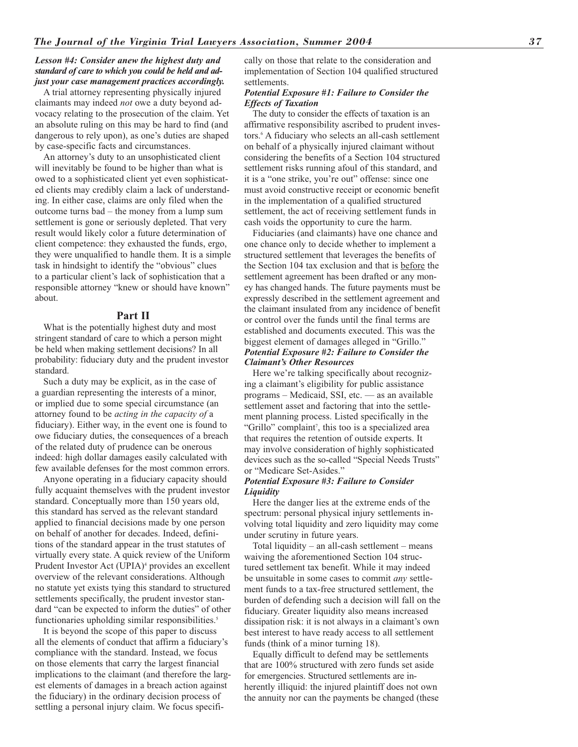***Lesson #4: Consider anew the highest duty and standard of care to which you could be held and adjust your case management practices accordingly.***

A trial attorney representing physically injured claimants may indeed *not* owe a duty beyond advocacy relating to the prosecution of the claim. Yet an absolute ruling on this may be hard to find (and dangerous to rely upon), as one's duties are shaped by case-specific facts and circumstances.

An attorney's duty to an unsophisticated client will inevitably be found to be higher than what is owed to a sophisticated client yet even sophisticated clients may credibly claim a lack of understanding. In either case, claims are only filed when the outcome turns bad – the money from a lump sum settlement is gone or seriously depleted. That very result would likely color a future determination of client competence: they exhausted the funds, ergo, they were unqualified to handle them. It is a simple task in hindsight to identify the "obvious" clues to a particular client's lack of sophistication that a responsible attorney "knew or should have known" about.

## Part II

What is the potentially highest duty and most stringent standard of care to which a person might be held when making settlement decisions? In all probability: fiduciary duty and the prudent investor standard.

Such a duty may be explicit, as in the case of a guardian representing the interests of a minor, or implied due to some special circumstance (an attorney found to be *acting in the capacity of* a fiduciary). Either way, in the event one is found to owe fiduciary duties, the consequences of a breach of the related duty of prudence can be onerous indeed: high dollar damages easily calculated with few available defenses for the most common errors.

Anyone operating in a fiduciary capacity should fully acquaint themselves with the prudent investor standard. Conceptually more than 150 years old, this standard has served as the relevant standard applied to financial decisions made by one person on behalf of another for decades. Indeed, definitions of the standard appear in the trust statutes of virtually every state. A quick review of the Uniform Prudent Investor Act (UPIA)[4] provides an excellent overview of the relevant considerations. Although no statute yet exists tying this standard to structured settlements specifically, the prudent investor standard "can be expected to inform the duties" of other functionaries upholding similar responsibilities.[5]

It is beyond the scope of this paper to discuss all the elements of conduct that affirm a fiduciary's compliance with the standard. Instead, we focus on those elements that carry the largest financial implications to the claimant (and therefore the largest elements of damages in a breach action against the fiduciary) in the ordinary decision process of settling a personal injury claim. We focus specifically on those that relate to the consideration and implementation of Section 104 qualified structured settlements.

***Potential Exposure #1: Failure to Consider the Effects of Taxation***

The duty to consider the effects of taxation is an affirmative responsibility ascribed to prudent investors.[6] A fiduciary who selects an all-cash settlement on behalf of a physically injured claimant without considering the benefits of a Section 104 structured settlement risks running afoul of this standard, and it is a "one strike, you're out" offense: since one must avoid constructive receipt or economic benefit in the implementation of a qualified structured settlement, the act of receiving settlement funds in cash voids the opportunity to cure the harm.

Fiduciaries (and claimants) have one chance and one chance only to decide whether to implement a structured settlement that leverages the benefits of the Section 104 tax exclusion and that is <u>before</u> the settlement agreement has been drafted or any money has changed hands. The future payments must be expressly described in the settlement agreement and the claimant insulated from any incidence of benefit or control over the funds until the final terms are established and documents executed. This was the biggest element of damages alleged in "Grillo."

***Potential Exposure #2: Failure to Consider the Claimant's Other Resources***

Here we're talking specifically about recognizing a claimant's eligibility for public assistance programs – Medicaid, SSI, etc. — as an available settlement asset and factoring that into the settlement planning process. Listed specifically in the "Grillo" complaint[7], this too is a specialized area that requires the retention of outside experts. It may involve consideration of highly sophisticated devices such as the so-called "Special Needs Trusts" or "Medicare Set-Asides."

***Potential Exposure #3: Failure to Consider Liquidity***

Here the danger lies at the extreme ends of the spectrum: personal physical injury settlements involving total liquidity and zero liquidity may come under scrutiny in future years.

Total liquidity – an all-cash settlement – means waiving the aforementioned Section 104 structured settlement tax benefit. While it may indeed be unsuitable in some cases to commit *any* settlement funds to a tax-free structured settlement, the burden of defending such a decision will fall on the fiduciary. Greater liquidity also means increased dissipation risk: it is not always in a claimant's own best interest to have ready access to all settlement funds (think of a minor turning 18).

Equally difficult to defend may be settlements that are 100% structured with zero funds set aside for emergencies. Structured settlements are inherently illiquid: the injured plaintiff does not own the annuity nor can the payments be changed (these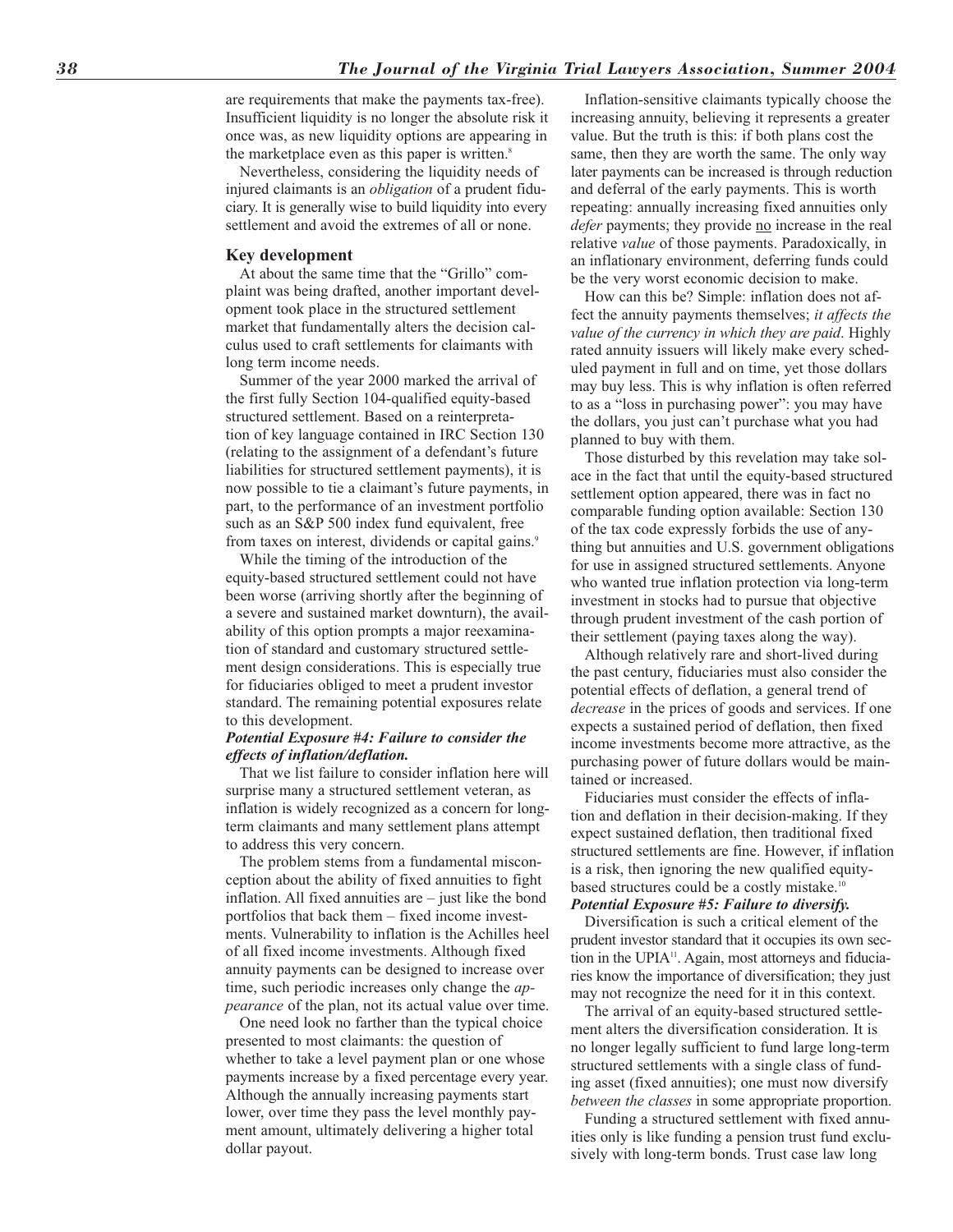are requirements that make the payments tax-free). Insufficient liquidity is no longer the absolute risk it once was, as new liquidity options are appearing in the marketplace even as this paper is written.[8]

Nevertheless, considering the liquidity needs of injured claimants is an *obligation* of a prudent fiduciary. It is generally wise to build liquidity into every settlement and avoid the extremes of all or none.

### Key development

At about the same time that the "Grillo" complaint was being drafted, another important development took place in the structured settlement market that fundamentally alters the decision calculus used to craft settlements for claimants with long term income needs.

Summer of the year 2000 marked the arrival of the first fully Section 104-qualified equity-based structured settlement. Based on a reinterpretation of key language contained in IRC Section 130 (relating to the assignment of a defendant's future liabilities for structured settlement payments), it is now possible to tie a claimant's future payments, in part, to the performance of an investment portfolio such as an S&P 500 index fund equivalent, free from taxes on interest, dividends or capital gains.[9]

While the timing of the introduction of the equity-based structured settlement could not have been worse (arriving shortly after the beginning of a severe and sustained market downturn), the availability of this option prompts a major reexamination of standard and customary structured settlement design considerations. This is especially true for fiduciaries obliged to meet a prudent investor standard. The remaining potential exposures relate to this development.

#### *Potential Exposure #4: Failure to consider the effects of inflation/deflation.*

That we list failure to consider inflation here will surprise many a structured settlement veteran, as inflation is widely recognized as a concern for long-term claimants and many settlement plans attempt to address this very concern.

The problem stems from a fundamental misconception about the ability of fixed annuities to fight inflation. All fixed annuities are – just like the bond portfolios that back them – fixed income investments. Vulnerability to inflation is the Achilles heel of all fixed income investments. Although fixed annuity payments can be designed to increase over time, such periodic increases only change the *appearance* of the plan, not its actual value over time.

One need look no farther than the typical choice presented to most claimants: the question of whether to take a level payment plan or one whose payments increase by a fixed percentage every year. Although the annually increasing payments start lower, over time they pass the level monthly payment amount, ultimately delivering a higher total dollar payout.

Inflation-sensitive claimants typically choose the increasing annuity, believing it represents a greater value. But the truth is this: if both plans cost the same, then they are worth the same. The only way later payments can be increased is through reduction and deferral of the early payments. This is worth repeating: annually increasing fixed annuities only *defer* payments; they provide no increase in the real relative *value* of those payments. Paradoxically, in an inflationary environment, deferring funds could be the very worst economic decision to make.

How can this be? Simple: inflation does not affect the annuity payments themselves; *it affects the value of the currency in which they are paid*. Highly rated annuity issuers will likely make every scheduled payment in full and on time, yet those dollars may buy less. This is why inflation is often referred to as a "loss in purchasing power": you may have the dollars, you just can't purchase what you had planned to buy with them.

Those disturbed by this revelation may take solace in the fact that until the equity-based structured settlement option appeared, there was in fact no comparable funding option available: Section 130 of the tax code expressly forbids the use of anything but annuities and U.S. government obligations for use in assigned structured settlements. Anyone who wanted true inflation protection via long-term investment in stocks had to pursue that objective through prudent investment of the cash portion of their settlement (paying taxes along the way).

Although relatively rare and short-lived during the past century, fiduciaries must also consider the potential effects of deflation, a general trend of *decrease* in the prices of goods and services. If one expects a sustained period of deflation, then fixed income investments become more attractive, as the purchasing power of future dollars would be maintained or increased.

Fiduciaries must consider the effects of inflation and deflation in their decision-making. If they expect sustained deflation, then traditional fixed structured settlements are fine. However, if inflation is a risk, then ignoring the new qualified equity-based structures could be a costly mistake.[10]

#### *Potential Exposure #5: Failure to diversify.*

Diversification is such a critical element of the prudent investor standard that it occupies its own section in the UPIA[11]. Again, most attorneys and fiduciaries know the importance of diversification; they just may not recognize the need for it in this context.

The arrival of an equity-based structured settlement alters the diversification consideration. It is no longer legally sufficient to fund large long-term structured settlements with a single class of funding asset (fixed annuities); one must now diversify *between the classes* in some appropriate proportion.

Funding a structured settlement with fixed annuities only is like funding a pension trust fund exclusively with long-term bonds. Trust case law long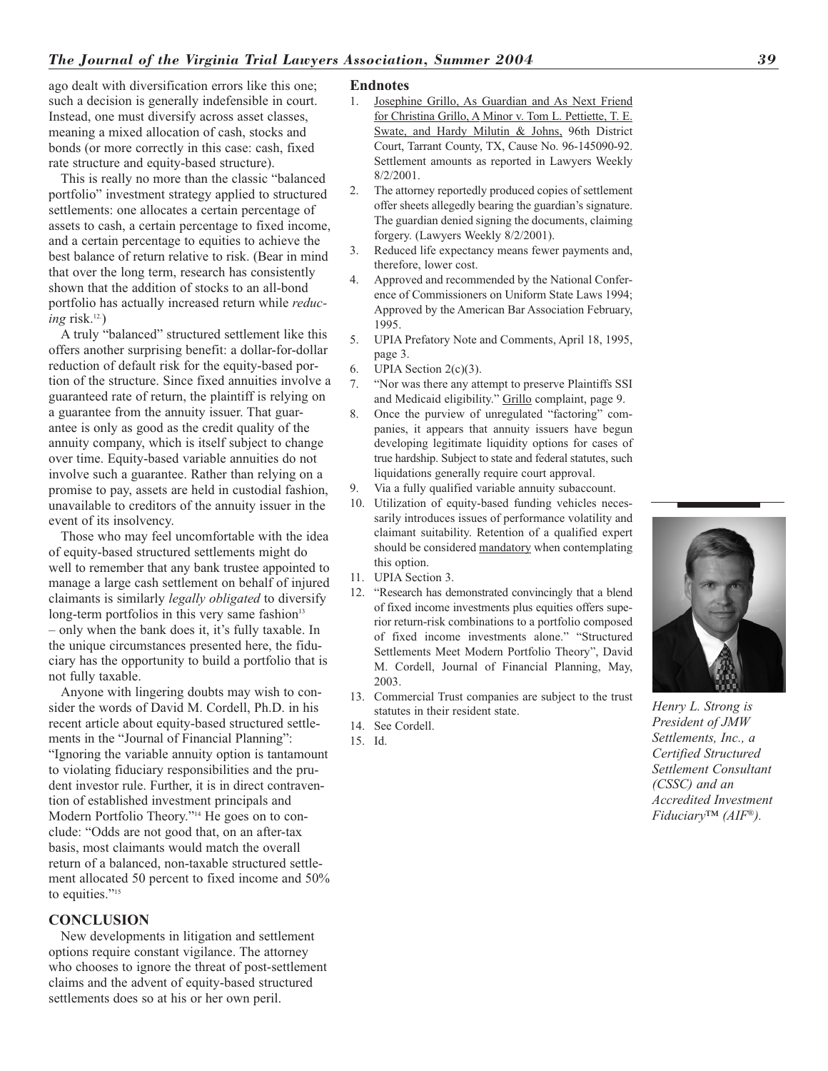ago dealt with diversification errors like this one; such a decision is generally indefensible in court. Instead, one must diversify across asset classes, meaning a mixed allocation of cash, stocks and bonds (or more correctly in this case: cash, fixed rate structure and equity-based structure).

This is really no more than the classic "balanced portfolio" investment strategy applied to structured settlements: one allocates a certain percentage of assets to cash, a certain percentage to fixed income, and a certain percentage to equities to achieve the best balance of return relative to risk. (Bear in mind that over the long term, research has consistently shown that the addition of stocks to an all-bond portfolio has actually increased return while *reducing* risk.[12])

A truly "balanced" structured settlement like this offers another surprising benefit: a dollar-for-dollar reduction of default risk for the equity-based portion of the structure. Since fixed annuities involve a guaranteed rate of return, the plaintiff is relying on a guarantee from the annuity issuer. That guarantee is only as good as the credit quality of the annuity company, which is itself subject to change over time. Equity-based variable annuities do not involve such a guarantee. Rather than relying on a promise to pay, assets are held in custodial fashion, unavailable to creditors of the annuity issuer in the event of its insolvency.

Those who may feel uncomfortable with the idea of equity-based structured settlements might do well to remember that any bank trustee appointed to manage a large cash settlement on behalf of injured claimants is similarly *legally obligated* to diversify long-term portfolios in this very same fashion[13] – only when the bank does it, it's fully taxable. In the unique circumstances presented here, the fiduciary has the opportunity to build a portfolio that is not fully taxable.

Anyone with lingering doubts may wish to consider the words of David M. Cordell, Ph.D. in his recent article about equity-based structured settlements in the "Journal of Financial Planning": "Ignoring the variable annuity option is tantamount to violating fiduciary responsibilities and the prudent investor rule. Further, it is in direct contravention of established investment principals and Modern Portfolio Theory."[14] He goes on to conclude: "Odds are not good that, on an after-tax basis, most claimants would match the overall return of a balanced, non-taxable structured settlement allocated 50 percent to fixed income and 50% to equities."[15]

## CONCLUSION

New developments in litigation and settlement options require constant vigilance. The attorney who chooses to ignore the threat of post-settlement claims and the advent of equity-based structured settlements does so at his or her own peril.

## Endnotes

1. Josephine Grillo, As Guardian and As Next Friend for Christina Grillo, A Minor v. Tom L. Pettiette, T. E. Swate, and Hardy Milutin & Johns, 96th District Court, Tarrant County, TX, Cause No. 96-145090-92. Settlement amounts as reported in Lawyers Weekly 8/2/2001.
2. The attorney reportedly produced copies of settlement offer sheets allegedly bearing the guardian's signature. The guardian denied signing the documents, claiming forgery. (Lawyers Weekly 8/2/2001).
3. Reduced life expectancy means fewer payments and, therefore, lower cost.
4. Approved and recommended by the National Conference of Commissioners on Uniform State Laws 1994; Approved by the American Bar Association February, 1995.
5. UPIA Prefatory Note and Comments, April 18, 1995, page 3.
6. UPIA Section 2(c)(3).
7. "Nor was there any attempt to preserve Plaintiffs SSI and Medicaid eligibility." Grillo complaint, page 9.
8. Once the purview of unregulated "factoring" companies, it appears that annuity issuers have begun developing legitimate liquidity options for cases of true hardship. Subject to state and federal statutes, such liquidations generally require court approval.
9. Via a fully qualified variable annuity subaccount.
10. Utilization of equity-based funding vehicles necessarily introduces issues of performance volatility and claimant suitability. Retention of a qualified expert should be considered mandatory when contemplating this option.
11. UPIA Section 3.
12. "Research has demonstrated convincingly that a blend of fixed income investments plus equities offers superior return-risk combinations to a portfolio composed of fixed income investments alone." "Structured Settlements Meet Modern Portfolio Theory", David M. Cordell, Journal of Financial Planning, May, 2003.
13. Commercial Trust companies are subject to the trust statutes in their resident state.
14. See Cordell.
15. Id.

*Henry L. Strong is President of JMW Settlements, Inc., a Certified Structured Settlement Consultant (CSSC) and an Accredited Investment Fiduciary™ (AIF®).*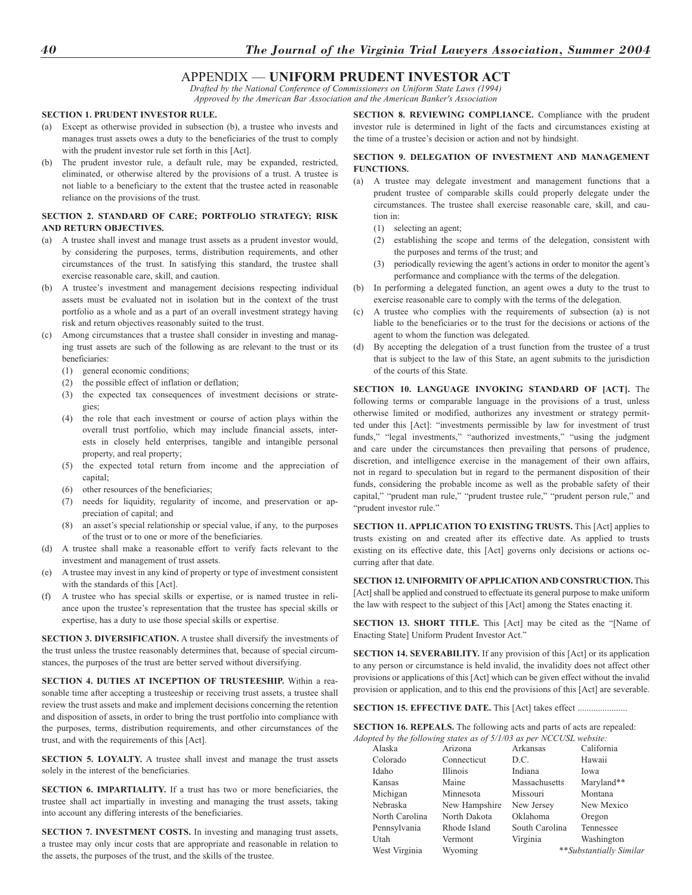# APPENDIX — UNIFORM PRUDENT INVESTOR ACT

*Drafted by the National Conference of Commissioners on Uniform State Laws (1994)*
*Approved by the American Bar Association and the American Banker's Association*

**SECTION 1. PRUDENT INVESTOR RULE.**

(a) Except as otherwise provided in subsection (b), a trustee who invests and manages trust assets owes a duty to the beneficiaries of the trust to comply with the prudent investor rule set forth in this [Act].

(b) The prudent investor rule, a default rule, may be expanded, restricted, eliminated, or otherwise altered by the provisions of a trust. A trustee is not liable to a beneficiary to the extent that the trustee acted in reasonable reliance on the provisions of the trust.

**SECTION 2. STANDARD OF CARE; PORTFOLIO STRATEGY; RISK AND RETURN OBJECTIVES.**

(a) A trustee shall invest and manage trust assets as a prudent investor would, by considering the purposes, terms, distribution requirements, and other circumstances of the trust. In satisfying this standard, the trustee shall exercise reasonable care, skill, and caution.

(b) A trustee's investment and management decisions respecting individual assets must be evaluated not in isolation but in the context of the trust portfolio as a whole and as a part of an overall investment strategy having risk and return objectives reasonably suited to the trust.

(c) Among circumstances that a trustee shall consider in investing and managing trust assets are such of the following as are relevant to the trust or its beneficiaries:

(1) general economic conditions;
(2) the possible effect of inflation or deflation;
(3) the expected tax consequences of investment decisions or strategies;
(4) the role that each investment or course of action plays within the overall trust portfolio, which may include financial assets, interests in closely held enterprises, tangible and intangible personal property, and real property;
(5) the expected total return from income and the appreciation of capital;
(6) other resources of the beneficiaries;
(7) needs for liquidity, regularity of income, and preservation or appreciation of capital; and
(8) an asset's special relationship or special value, if any, to the purposes of the trust or to one or more of the beneficiaries.

(d) A trustee shall make a reasonable effort to verify facts relevant to the investment and management of trust assets.

(e) A trustee may invest in any kind of property or type of investment consistent with the standards of this [Act].

(f) A trustee who has special skills or expertise, or is named trustee in reliance upon the trustee's representation that the trustee has special skills or expertise, has a duty to use those special skills or expertise.

**SECTION 3. DIVERSIFICATION.** A trustee shall diversify the investments of the trust unless the trustee reasonably determines that, because of special circumstances, the purposes of the trust are better served without diversifying.

**SECTION 4. DUTIES AT INCEPTION OF TRUSTEESHIP.** Within a reasonable time after accepting a trusteeship or receiving trust assets, a trustee shall review the trust assets and make and implement decisions concerning the retention and disposition of assets, in order to bring the trust portfolio into compliance with the purposes, terms, distribution requirements, and other circumstances of the trust, and with the requirements of this [Act].

**SECTION 5. LOYALTY.** A trustee shall invest and manage the trust assets solely in the interest of the beneficiaries.

**SECTION 6. IMPARTIALITY.** If a trust has two or more beneficiaries, the trustee shall act impartially in investing and managing the trust assets, taking into account any differing interests of the beneficiaries.

**SECTION 7. INVESTMENT COSTS.** In investing and managing trust assets, a trustee may only incur costs that are appropriate and reasonable in relation to the assets, the purposes of the trust, and the skills of the trustee.

**SECTION 8. REVIEWING COMPLIANCE.** Compliance with the prudent investor rule is determined in light of the facts and circumstances existing at the time of a trustee's decision or action and not by hindsight.

**SECTION 9. DELEGATION OF INVESTMENT AND MANAGEMENT FUNCTIONS.**

(a) A trustee may delegate investment and management functions that a prudent trustee of comparable skills could properly delegate under the circumstances. The trustee shall exercise reasonable care, skill, and caution in:

(1) selecting an agent;
(2) establishing the scope and terms of the delegation, consistent with the purposes and terms of the trust; and
(3) periodically reviewing the agent's actions in order to monitor the agent's performance and compliance with the terms of the delegation.

(b) In performing a delegated function, an agent owes a duty to the trust to exercise reasonable care to comply with the terms of the delegation.

(c) A trustee who complies with the requirements of subsection (a) is not liable to the beneficiaries or to the trust for the decisions or actions of the agent to whom the function was delegated.

(d) By accepting the delegation of a trust function from the trustee of a trust that is subject to the law of this State, an agent submits to the jurisdiction of the courts of this State.

**SECTION 10. LANGUAGE INVOKING STANDARD OF [ACT].** The following terms or comparable language in the provisions of a trust, unless otherwise limited or modified, authorizes any investment or strategy permitted under this [Act]: "investments permissible by law for investment of trust funds," "legal investments," "authorized investments," "using the judgment and care under the circumstances then prevailing that persons of prudence, discretion, and intelligence exercise in the management of their own affairs, not in regard to speculation but in regard to the permanent disposition of their funds, considering the probable income as well as the probable safety of their capital," "prudent man rule," "prudent trustee rule," "prudent person rule," and "prudent investor rule."

**SECTION 11. APPLICATION TO EXISTING TRUSTS.** This [Act] applies to trusts existing on and created after its effective date. As applied to trusts existing on its effective date, this [Act] governs only decisions or actions occurring after that date.

**SECTION 12. UNIFORMITY OF APPLICATION AND CONSTRUCTION.** This [Act] shall be applied and construed to effectuate its general purpose to make uniform the law with respect to the subject of this [Act] among the States enacting it.

**SECTION 13. SHORT TITLE.** This [Act] may be cited as the "[Name of Enacting State] Uniform Prudent Investor Act."

**SECTION 14. SEVERABILITY.** If any provision of this [Act] or its application to any person or circumstance is held invalid, the invalidity does not affect other provisions or applications of this [Act] which can be given effect without the invalid provision or application, and to this end the provisions of this [Act] are severable.

**SECTION 15. EFFECTIVE DATE.** This [Act] takes effect ......................

**SECTION 16. REPEALS.** The following acts and parts of acts are repealed:

*Adopted by the following states as of 5/1/03 as per NCCUSL website:*

| | | | |
|---|---|---|---|
| Alaska | Arizona | Arkansas | California |
| Colorado | Connecticut | D.C. | Hawaii |
| Idaho | Illinois | Indiana | Iowa |
| Kansas | Maine | Massachusetts | Maryland** |
| Michigan | Minnesota | Missouri | Montana |
| Nebraska | New Hampshire | New Jersey | New Mexico |
| North Carolina | North Dakota | Oklahoma | Oregon |
| Pennsylvania | Rhode Island | South Carolina | Tennessee |
| Utah | Vermont | Virginia | Washington |
| West Virginia | Wyoming | | |

***Substantially Similar*